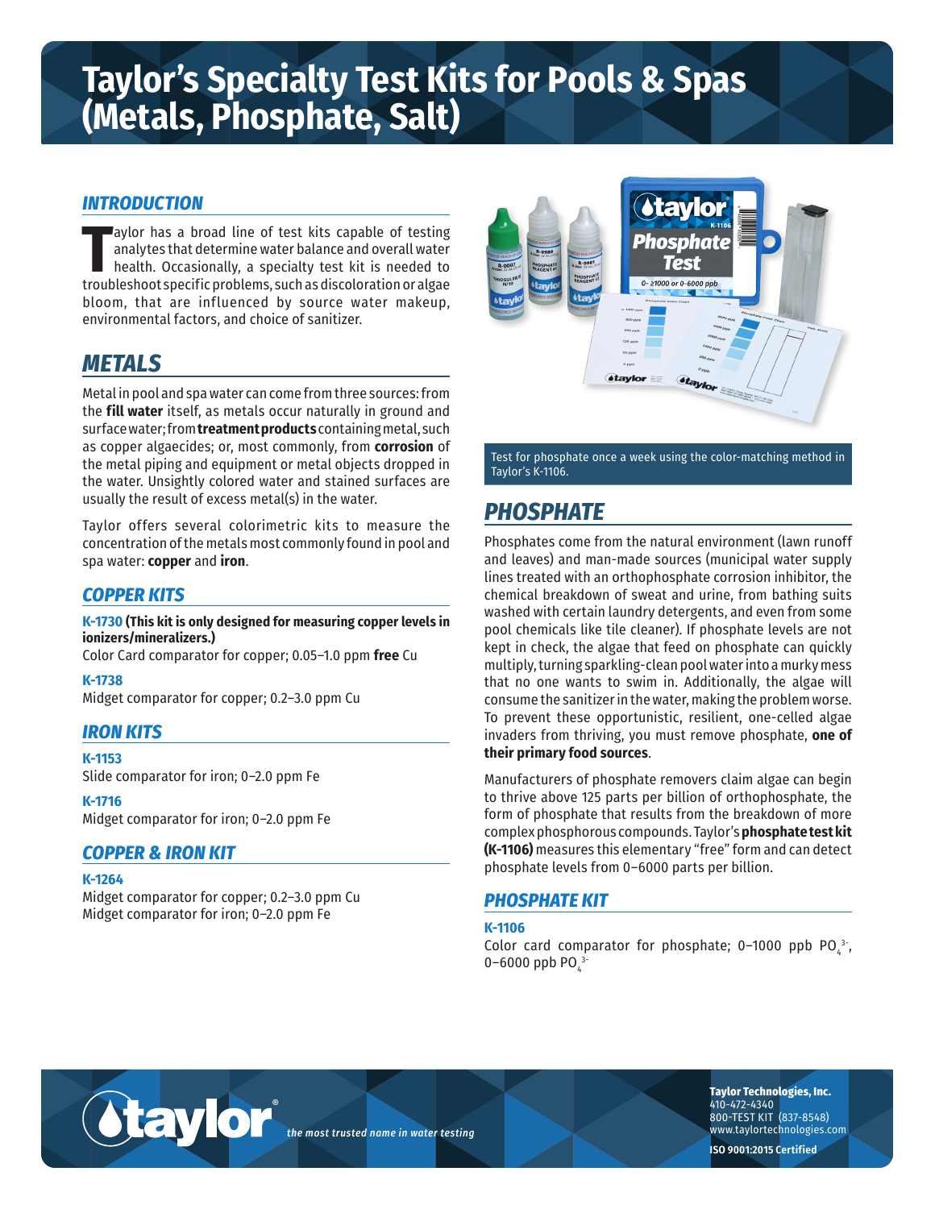# Taylor's Specialty Test Kits for Pools & Spas (Metals, Phosphate, Salt)

## INTRODUCTION

Taylor has a broad line of test kits capable of testing analytes that determine water balance and overall water health. Occasionally, a specialty test kit is needed to troubleshoot specific problems, such as discoloration or algae bloom, that are influenced by source water makeup, environmental factors, and choice of sanitizer.

## METALS

Metal in pool and spa water can come from three sources: from the **fill water** itself, as metals occur naturally in ground and surface water; from **treatment products** containing metal, such as copper algaecides; or, most commonly, from **corrosion** of the metal piping and equipment or metal objects dropped in the water. Unsightly colored water and stained surfaces are usually the result of excess metal(s) in the water.

Taylor offers several colorimetric kits to measure the concentration of the metals most commonly found in pool and spa water: **copper** and **iron**.

### COPPER KITS

**K-1730 (This kit is only designed for measuring copper levels in ionizers/mineralizers.)**
Color Card comparator for copper; 0.05–1.0 ppm **free** Cu

**K-1738**
Midget comparator for copper; 0.2–3.0 ppm Cu

### IRON KITS

**K-1153**
Slide comparator for iron; 0–2.0 ppm Fe

**K-1716**
Midget comparator for iron; 0–2.0 ppm Fe

### COPPER & IRON KIT

**K-1264**
Midget comparator for copper; 0.2–3.0 ppm Cu
Midget comparator for iron; 0–2.0 ppm Fe

Test for phosphate once a week using the color-matching method in Taylor's K-1106.

## PHOSPHATE

Phosphates come from the natural environment (lawn runoff and leaves) and man-made sources (municipal water supply lines treated with an orthophosphate corrosion inhibitor, the chemical breakdown of sweat and urine, from bathing suits washed with certain laundry detergents, and even from some pool chemicals like tile cleaner). If phosphate levels are not kept in check, the algae that feed on phosphate can quickly multiply, turning sparkling-clean pool water into a murky mess that no one wants to swim in. Additionally, the algae will consume the sanitizer in the water, making the problem worse. To prevent these opportunistic, resilient, one-celled algae invaders from thriving, you must remove phosphate, **one of their primary food sources**.

Manufacturers of phosphate removers claim algae can begin to thrive above 125 parts per billion of orthophosphate, the form of phosphate that results from the breakdown of more complex phosphorous compounds. Taylor's **phosphate test kit (K-1106)** measures this elementary "free" form and can detect phosphate levels from 0–6000 parts per billion.

### PHOSPHATE KIT

**K-1106**
Color card comparator for phosphate; 0–1000 ppb $PO_4^{3-}$, 0–6000 ppb $PO_4^{3-}$

*the most trusted name in water testing*

**Taylor Technologies, Inc.**
410-472-4340
800-TEST KIT (837-8548)
www.taylortechnologies.com

**ISO 9001:2015 Certified**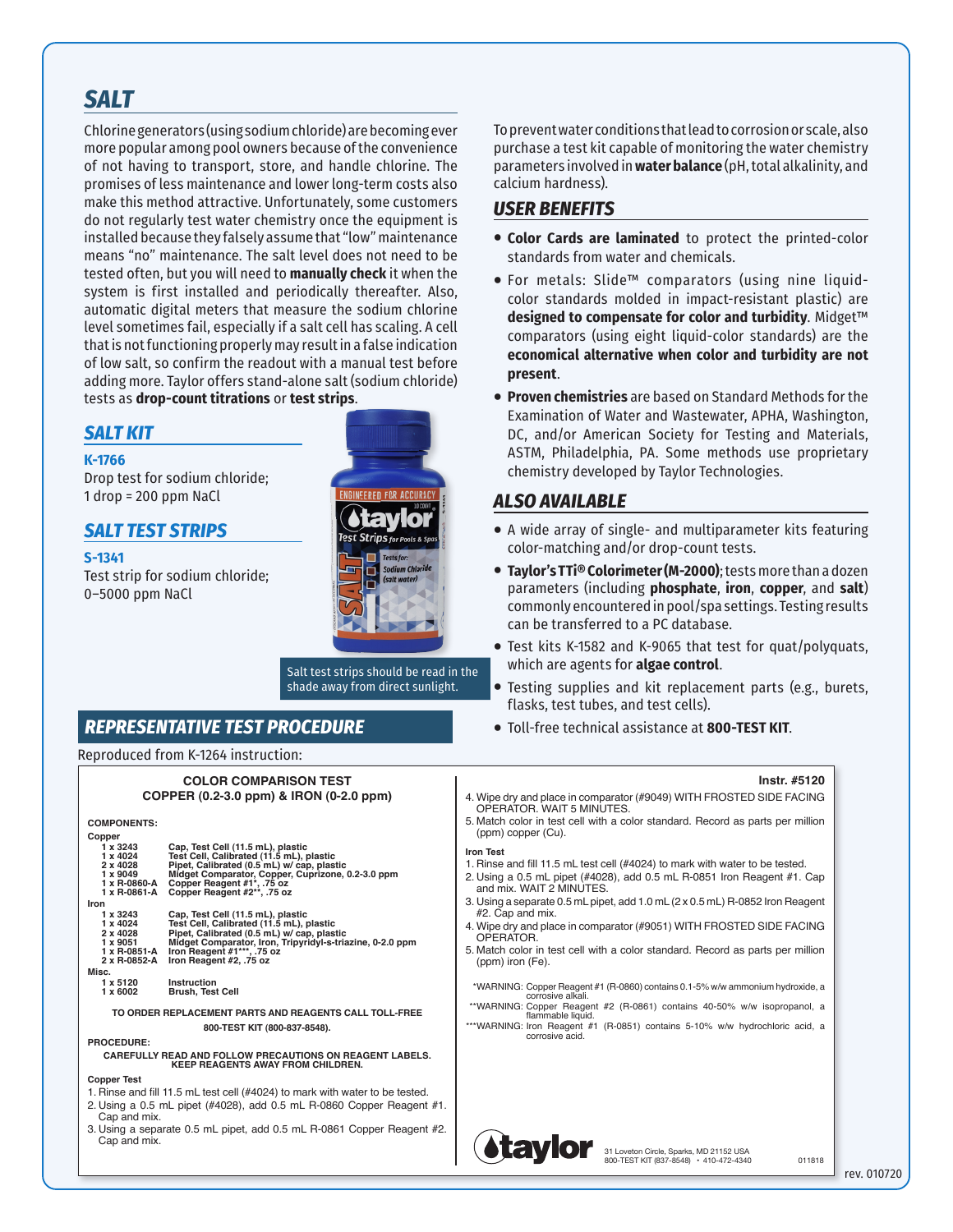## *SALT*

Chlorine generators (using sodium chloride) are becoming ever more popular among pool owners because of the convenience of not having to transport, store, and handle chlorine. The promises of less maintenance and lower long-term costs also make this method attractive. Unfortunately, some customers do not regularly test water chemistry once the equipment is installed because they falsely assume that "low" maintenance means "no" maintenance. The salt level does not need to be tested often, but you will need to **manually check** it when the system is first installed and periodically thereafter. Also, automatic digital meters that measure the sodium chlorine level sometimes fail, especially if a salt cell has scaling. A cell that is not functioning properly may result in a false indication of low salt, so confirm the readout with a manual test before adding more. Taylor offers stand-alone salt (sodium chloride) tests as **drop-count titrations** or **test strips**.

### *SALT KIT*

**K-1766**

Drop test for sodium chloride;
1 drop = 200 ppm NaCl

### *SALT TEST STRIPS*

**S-1341**

Test strip for sodium chloride;
0–5000 ppm NaCl

Salt test strips should be read in the shade away from direct sunlight.

To prevent water conditions that lead to corrosion or scale, also purchase a test kit capable of monitoring the water chemistry parameters involved in **water balance** (pH, total alkalinity, and calcium hardness).

### *USER BENEFITS*

- **Color Cards are laminated** to protect the printed-color standards from water and chemicals.
- For metals: Slide™ comparators (using nine liquid-color standards molded in impact-resistant plastic) are **designed to compensate for color and turbidity**. Midget™ comparators (using eight liquid-color standards) are the **economical alternative when color and turbidity are not present**.
- **Proven chemistries** are based on Standard Methods for the Examination of Water and Wastewater, APHA, Washington, DC, and/or American Society for Testing and Materials, ASTM, Philadelphia, PA. Some methods use proprietary chemistry developed by Taylor Technologies.

### *ALSO AVAILABLE*

- A wide array of single- and multiparameter kits featuring color-matching and/or drop-count tests.
- **Taylor's TTi® Colorimeter (M-2000)**; tests more than a dozen parameters (including **phosphate**, **iron**, **copper**, and **salt**) commonly encountered in pool/spa settings. Testing results can be transferred to a PC database.
- Test kits K-1582 and K-9065 that test for quat/polyquats, which are agents for **algae control**.
- Testing supplies and kit replacement parts (e.g., burets, flasks, test tubes, and test cells).
- Toll-free technical assistance at **800-TEST KIT**.

## *REPRESENTATIVE TEST PROCEDURE*

Reproduced from K-1264 instruction:

**COLOR COMPARISON TEST**
**COPPER (0.2-3.0 ppm) & IRON (0-2.0 ppm)**

Instr. #5120

**COMPONENTS:**

**Copper**

| | |
|---|---|
| 1 x 3243 | Cap, Test Cell (11.5 mL), plastic |
| 1 x 4024 | Test Cell, Calibrated (11.5 mL), plastic |
| 2 x 4028 | Pipet, Calibrated (0.5 mL) w/ cap, plastic |
| 1 x 9049 | Midget Comparator, Copper, Cuprizone, 0.2-3.0 ppm |
| 1 x R-0860-A | Copper Reagent #1*, .75 oz |
| 1 x R-0861-A | Copper Reagent #2**, .75 oz |

**Iron**

| | |
|---|---|
| 1 x 3243 | Cap, Test Cell (11.5 mL), plastic |
| 1 x 4024 | Test Cell, Calibrated (11.5 mL), plastic |
| 2 x 4028 | Pipet, Calibrated (0.5 mL) w/ cap, plastic |
| 1 x 9051 | Midget Comparator, Iron, Tripyridyl-s-triazine, 0-2.0 ppm |
| 1 x R-0851-A | Iron Reagent #1***, .75 oz |
| 2 x R-0852-A | Iron Reagent #2, .75 oz |

**Misc.**

| | |
|---|---|
| 1 x 5120 | Instruction |
| 1 x 6002 | Brush, Test Cell |

**TO ORDER REPLACEMENT PARTS AND REAGENTS CALL TOLL-FREE 800-TEST KIT (800-837-8548).**

**PROCEDURE:**

**CAREFULLY READ AND FOLLOW PRECAUTIONS ON REAGENT LABELS. KEEP REAGENTS AWAY FROM CHILDREN.**

**Copper Test**

1. Rinse and fill 11.5 mL test cell (#4024) to mark with water to be tested.
2. Using a 0.5 mL pipet (#4028), add 0.5 mL R-0860 Copper Reagent #1. Cap and mix.
3. Using a separate 0.5 mL pipet, add 0.5 mL R-0861 Copper Reagent #2. Cap and mix.
4. Wipe dry and place in comparator (#9049) WITH FROSTED SIDE FACING OPERATOR. WAIT 5 MINUTES.
5. Match color in test cell with a color standard. Record as parts per million (ppm) copper (Cu).

**Iron Test**

1. Rinse and fill 11.5 mL test cell (#4024) to mark with water to be tested.
2. Using a 0.5 mL pipet (#4028), add 0.5 mL R-0851 Iron Reagent #1. Cap and mix. WAIT 2 MINUTES.
3. Using a separate 0.5 mL pipet, add 1.0 mL (2 x 0.5 mL) R-0852 Iron Reagent #2. Cap and mix.
4. Wipe dry and place in comparator (#9051) WITH FROSTED SIDE FACING OPERATOR.
5. Match color in test cell with a color standard. Record as parts per million (ppm) iron (Fe).

*WARNING: Copper Reagent #1 (R-0860) contains 0.1-5% w/w ammonium hydroxide, a corrosive alkali.
**WARNING: Copper Reagent #2 (R-0861) contains 40-50% w/w isopropanol, a flammable liquid.
***WARNING: Iron Reagent #1 (R-0851) contains 5-10% w/w hydrochloric acid, a corrosive acid.

taylor
31 Loveton Circle, Sparks, MD 21152 USA
800-TEST KIT (837-8548) • 410-472-4340

011818

rev. 010720